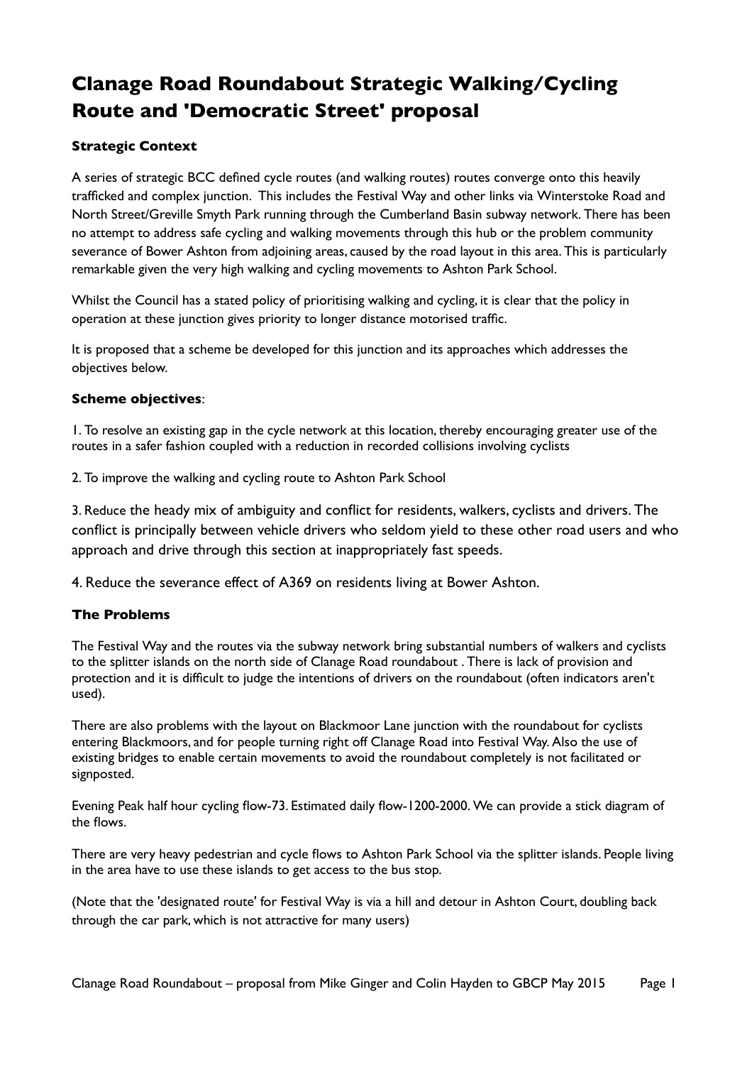# Clanage Road Roundabout Strategic Walking/Cycling Route and 'Democratic Street' proposal

### Strategic Context

A series of strategic BCC defined cycle routes (and walking routes) routes converge onto this heavily trafficked and complex junction. This includes the Festival Way and other links via Winterstoke Road and North Street/Greville Smyth Park running through the Cumberland Basin subway network. There has been no attempt to address safe cycling and walking movements through this hub or the problem community severance of Bower Ashton from adjoining areas, caused by the road layout in this area. This is particularly remarkable given the very high walking and cycling movements to Ashton Park School.

Whilst the Council has a stated policy of prioritising walking and cycling, it is clear that the policy in operation at these junction gives priority to longer distance motorised traffic.

It is proposed that a scheme be developed for this junction and its approaches which addresses the objectives below.

### Scheme objectives:

1. To resolve an existing gap in the cycle network at this location, thereby encouraging greater use of the routes in a safer fashion coupled with a reduction in recorded collisions involving cyclists

2. To improve the walking and cycling route to Ashton Park School

3. Reduce the heady mix of ambiguity and conflict for residents, walkers, cyclists and drivers. The conflict is principally between vehicle drivers who seldom yield to these other road users and who approach and drive through this section at inappropriately fast speeds.

4. Reduce the severance effect of A369 on residents living at Bower Ashton.

### The Problems

The Festival Way and the routes via the subway network bring substantial numbers of walkers and cyclists to the splitter islands on the north side of Clanage Road roundabout . There is lack of provision and protection and it is difficult to judge the intentions of drivers on the roundabout (often indicators aren't used).

There are also problems with the layout on Blackmoor Lane junction with the roundabout for cyclists entering Blackmoors, and for people turning right off Clanage Road into Festival Way. Also the use of existing bridges to enable certain movements to avoid the roundabout completely is not facilitated or signposted.

Evening Peak half hour cycling flow-73. Estimated daily flow-1200-2000. We can provide a stick diagram of the flows.

There are very heavy pedestrian and cycle flows to Ashton Park School via the splitter islands. People living in the area have to use these islands to get access to the bus stop.

(Note that the 'designated route' for Festival Way is via a hill and detour in Ashton Court, doubling back through the car park, which is not attractive for many users)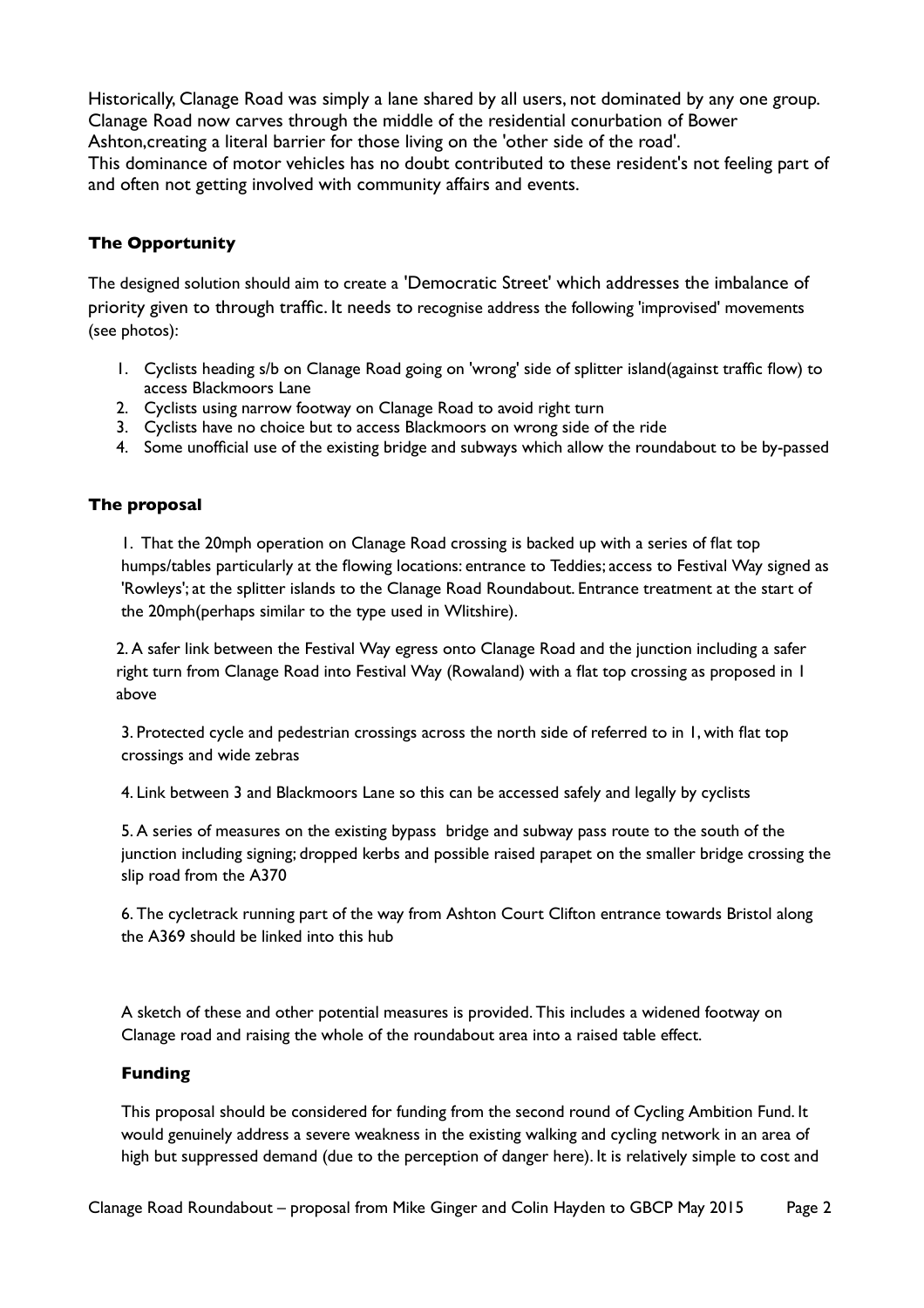Historically, Clanage Road was simply a lane shared by all users, not dominated by any one group. Clanage Road now carves through the middle of the residential conurbation of Bower Ashton,creating a literal barrier for those living on the 'other side of the road'.
This dominance of motor vehicles has no doubt contributed to these resident's not feeling part of and often not getting involved with community affairs and events.

### The Opportunity

The designed solution should aim to create a 'Democratic Street' which addresses the imbalance of priority given to through traffic. It needs to recognise address the following 'improvised' movements (see photos):

1. Cyclists heading s/b on Clanage Road going on 'wrong' side of splitter island(against traffic flow) to access Blackmoors Lane
2. Cyclists using narrow footway on Clanage Road to avoid right turn
3. Cyclists have no choice but to access Blackmoors on wrong side of the ride
4. Some unofficial use of the existing bridge and subways which allow the roundabout to be by-passed

### The proposal

1. That the 20mph operation on Clanage Road crossing is backed up with a series of flat top humps/tables particularly at the flowing locations: entrance to Teddies; access to Festival Way signed as 'Rowleys'; at the splitter islands to the Clanage Road Roundabout. Entrance treatment at the start of the 20mph(perhaps similar to the type used in Wlitshire).

2. A safer link between the Festival Way egress onto Clanage Road and the junction including a safer right turn from Clanage Road into Festival Way (Rowaland) with a flat top crossing as proposed in 1 above

3. Protected cycle and pedestrian crossings across the north side of referred to in 1, with flat top crossings and wide zebras

4. Link between 3 and Blackmoors Lane so this can be accessed safely and legally by cyclists

5. A series of measures on the existing bypass bridge and subway pass route to the south of the junction including signing; dropped kerbs and possible raised parapet on the smaller bridge crossing the slip road from the A370

6. The cycletrack running part of the way from Ashton Court Clifton entrance towards Bristol along the A369 should be linked into this hub

A sketch of these and other potential measures is provided. This includes a widened footway on Clanage road and raising the whole of the roundabout area into a raised table effect.

### Funding

This proposal should be considered for funding from the second round of Cycling Ambition Fund. It would genuinely address a severe weakness in the existing walking and cycling network in an area of high but suppressed demand (due to the perception of danger here). It is relatively simple to cost and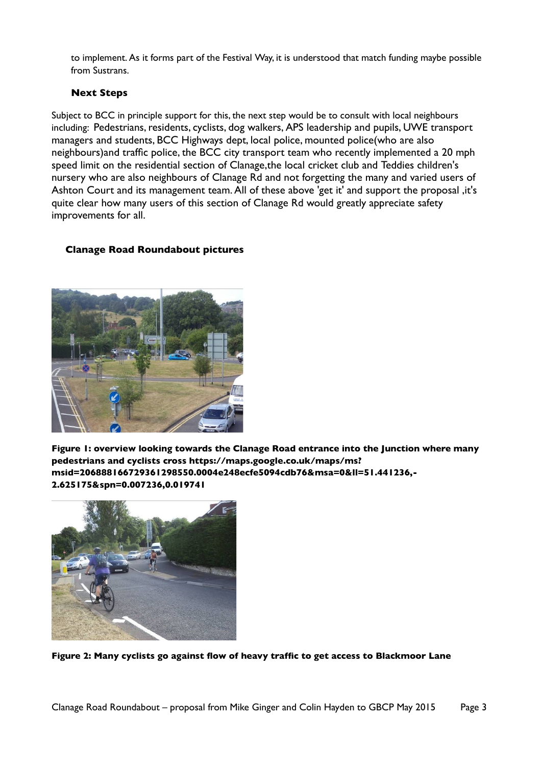to implement. As it forms part of the Festival Way, it is understood that match funding maybe possible from Sustrans.

### Next Steps

Subject to BCC in principle support for this, the next step would be to consult with local neighbours including: Pedestrians, residents, cyclists, dog walkers, APS leadership and pupils, UWE transport managers and students, BCC Highways dept, local police, mounted police(who are also neighbours)and traffic police, the BCC city transport team who recently implemented a 20 mph speed limit on the residential section of Clanage,the local cricket club and Teddies children's nursery who are also neighbours of Clanage Rd and not forgetting the many and varied users of Ashton Court and its management team. All of these above 'get it' and support the proposal ,it's quite clear how many users of this section of Clanage Rd would greatly appreciate safety improvements for all.

### Clanage Road Roundabout pictures

**Figure 1: overview looking towards the Clanage Road entrance into the Junction where many pedestrians and cyclists cross https://maps.google.co.uk/maps/ms?msid=206888166729361298550.0004e248ecfe5094cdb76&msa=0&ll=51.441236,-2.625175&spn=0.007236,0.019741**

**Figure 2: Many cyclists go against flow of heavy traffic to get access to Blackmoor Lane**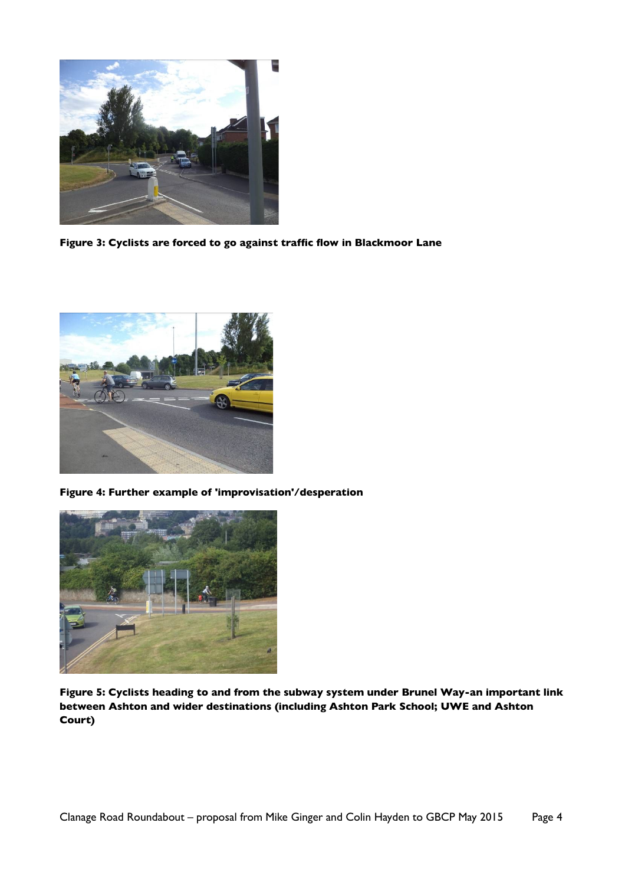**Figure 3: Cyclists are forced to go against traffic flow in Blackmoor Lane**

**Figure 4: Further example of 'improvisation'/desperation**

**Figure 5: Cyclists heading to and from the subway system under Brunel Way-an important link between Ashton and wider destinations (including Ashton Park School; UWE and Ashton Court)**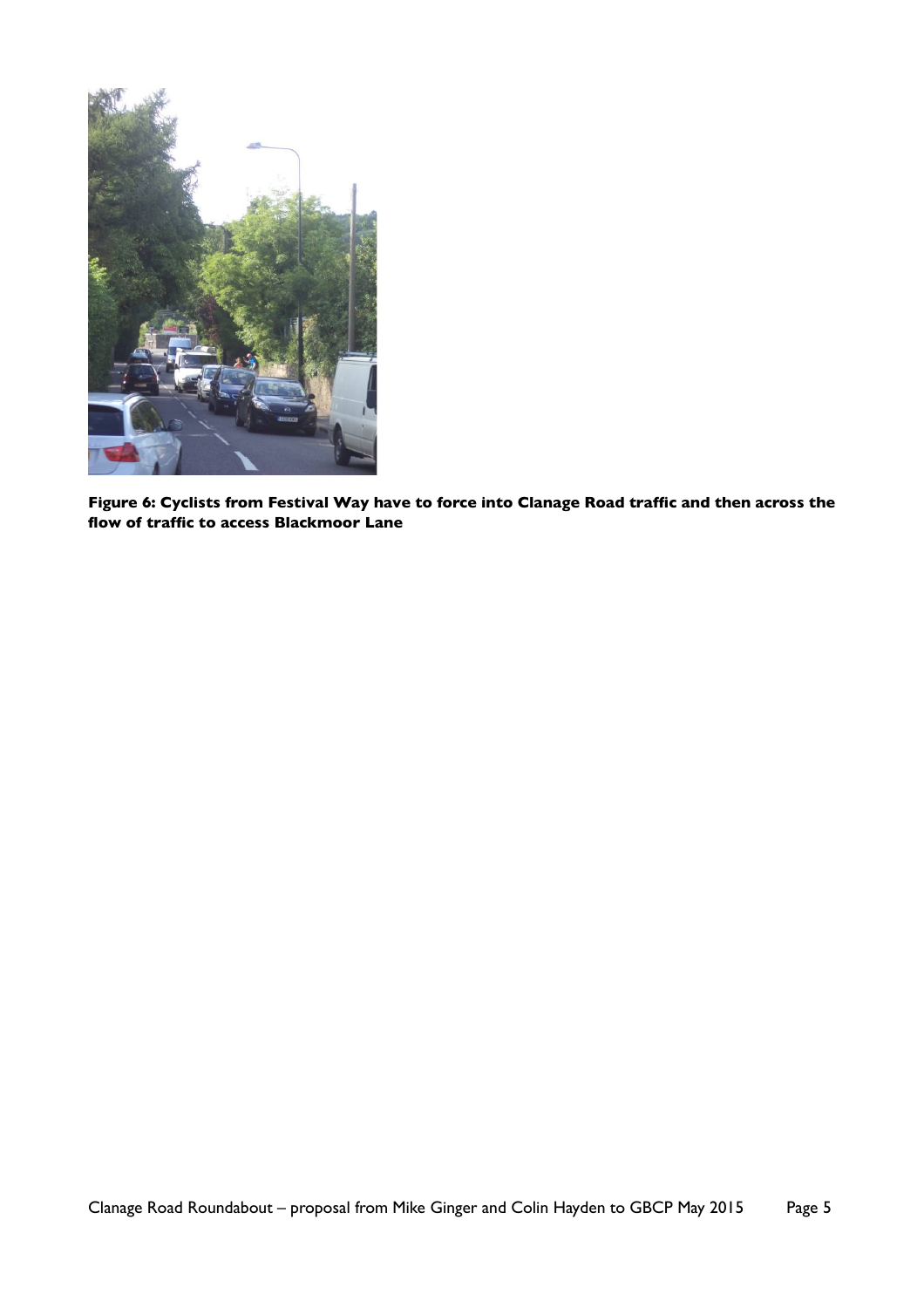**Figure 6: Cyclists from Festival Way have to force into Clanage Road traffic and then across the flow of traffic to access Blackmoor Lane**